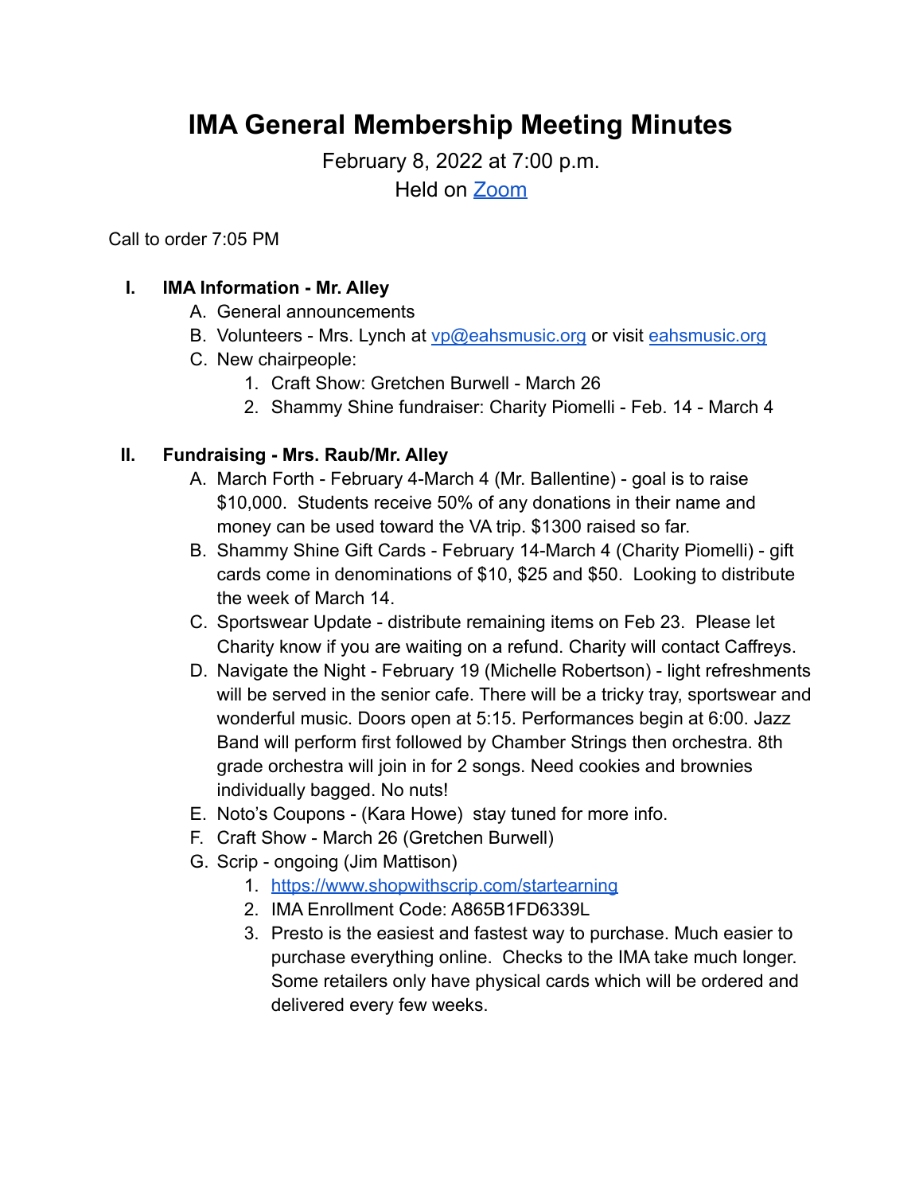# IMA General Membership Meeting Minutes

February 8, 2022 at 7:00 p.m.
Held on [Zoom]

Call to order 7:05 PM

I. **IMA Information - Mr. Alley**
   A. General announcements
   B. Volunteers - Mrs. Lynch at vp@eahsmusic.org or visit eahsmusic.org
   C. New chairpeople:
      1. Craft Show: Gretchen Burwell - March 26
      2. Shammy Shine fundraiser: Charity Piomelli - Feb. 14 - March 4

II. **Fundraising - Mrs. Raub/Mr. Alley**
   A. March Forth - February 4-March 4 (Mr. Ballentine) - goal is to raise $10,000. Students receive 50% of any donations in their name and money can be used toward the VA trip. $1300 raised so far.
   B. Shammy Shine Gift Cards - February 14-March 4 (Charity Piomelli) - gift cards come in denominations of $10, $25 and $50. Looking to distribute the week of March 14.
   C. Sportswear Update - distribute remaining items on Feb 23. Please let Charity know if you are waiting on a refund. Charity will contact Caffreys.
   D. Navigate the Night - February 19 (Michelle Robertson) - light refreshments will be served in the senior cafe. There will be a tricky tray, sportswear and wonderful music. Doors open at 5:15. Performances begin at 6:00. Jazz Band will perform first followed by Chamber Strings then orchestra. 8th grade orchestra will join in for 2 songs. Need cookies and brownies individually bagged. No nuts!
   E. Noto's Coupons - (Kara Howe) stay tuned for more info.
   F. Craft Show - March 26 (Gretchen Burwell)
   G. Scrip - ongoing (Jim Mattison)
      1. https://www.shopwithscrip.com/startearning
      2. IMA Enrollment Code: A865B1FD6339L
      3. Presto is the easiest and fastest way to purchase. Much easier to purchase everything online. Checks to the IMA take much longer. Some retailers only have physical cards which will be ordered and delivered every few weeks.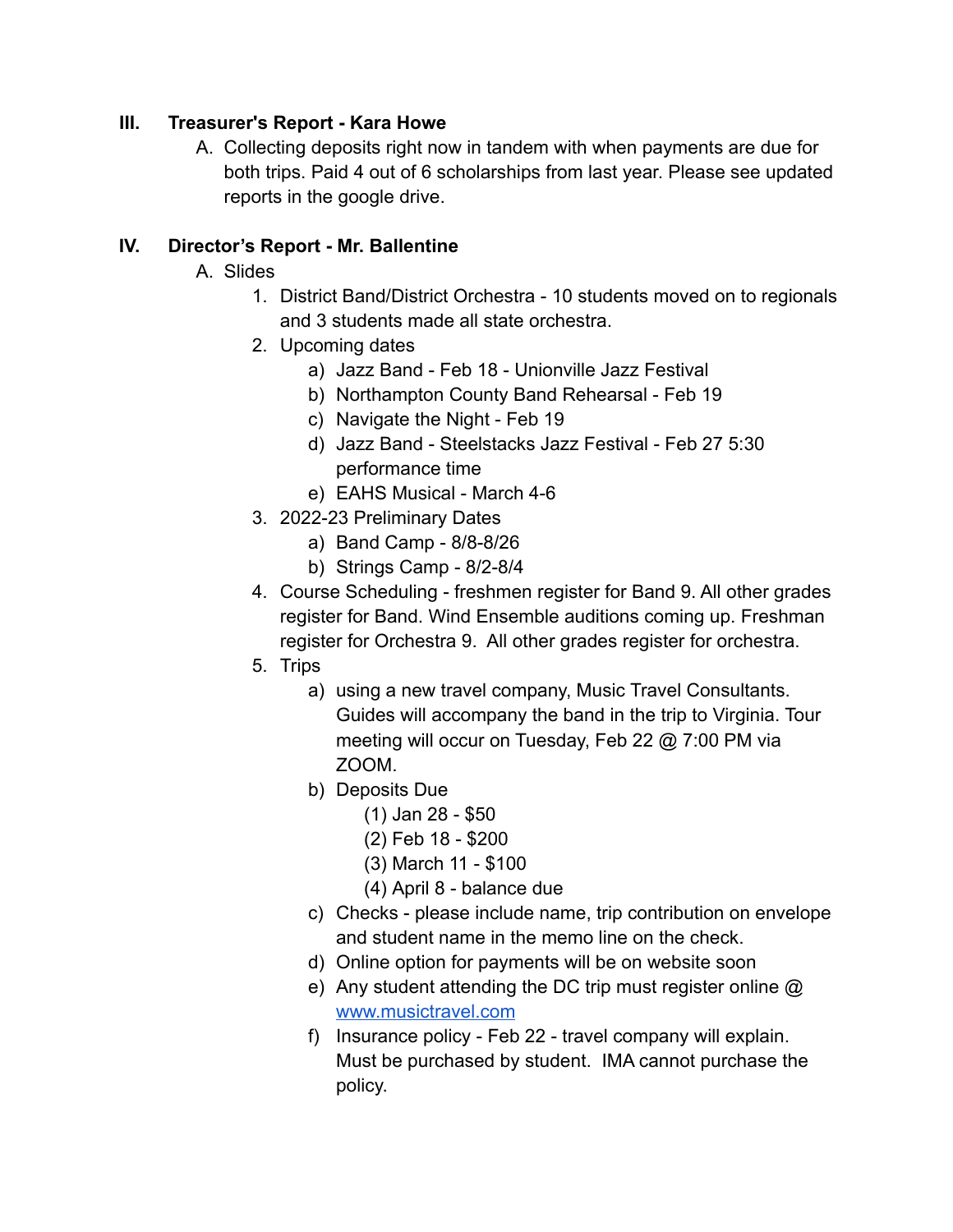III. **Treasurer's Report - Kara Howe**

   A. Collecting deposits right now in tandem with when payments are due for both trips. Paid 4 out of 6 scholarships from last year. Please see updated reports in the google drive.

IV. **Director's Report - Mr. Ballentine**

   A. Slides

      1. District Band/District Orchestra - 10 students moved on to regionals and 3 students made all state orchestra.
      2. Upcoming dates
         a) Jazz Band - Feb 18 - Unionville Jazz Festival
         b) Northampton County Band Rehearsal - Feb 19
         c) Navigate the Night - Feb 19
         d) Jazz Band - Steelstacks Jazz Festival - Feb 27 5:30 performance time
         e) EAHS Musical - March 4-6
      3. 2022-23 Preliminary Dates
         a) Band Camp - 8/8-8/26
         b) Strings Camp - 8/2-8/4
      4. Course Scheduling - freshmen register for Band 9. All other grades register for Band. Wind Ensemble auditions coming up. Freshman register for Orchestra 9. All other grades register for orchestra.
      5. Trips
         a) using a new travel company, Music Travel Consultants. Guides will accompany the band in the trip to Virginia. Tour meeting will occur on Tuesday, Feb 22 @ 7:00 PM via ZOOM.
         b) Deposits Due
            (1) Jan 28 - $50
            (2) Feb 18 - $200
            (3) March 11 - $100
            (4) April 8 - balance due
         c) Checks - please include name, trip contribution on envelope and student name in the memo line on the check.
         d) Online option for payments will be on website soon
         e) Any student attending the DC trip must register online @ [www.musictravel.com](http://www.musictravel.com)
         f) Insurance policy - Feb 22 - travel company will explain. Must be purchased by student. IMA cannot purchase the policy.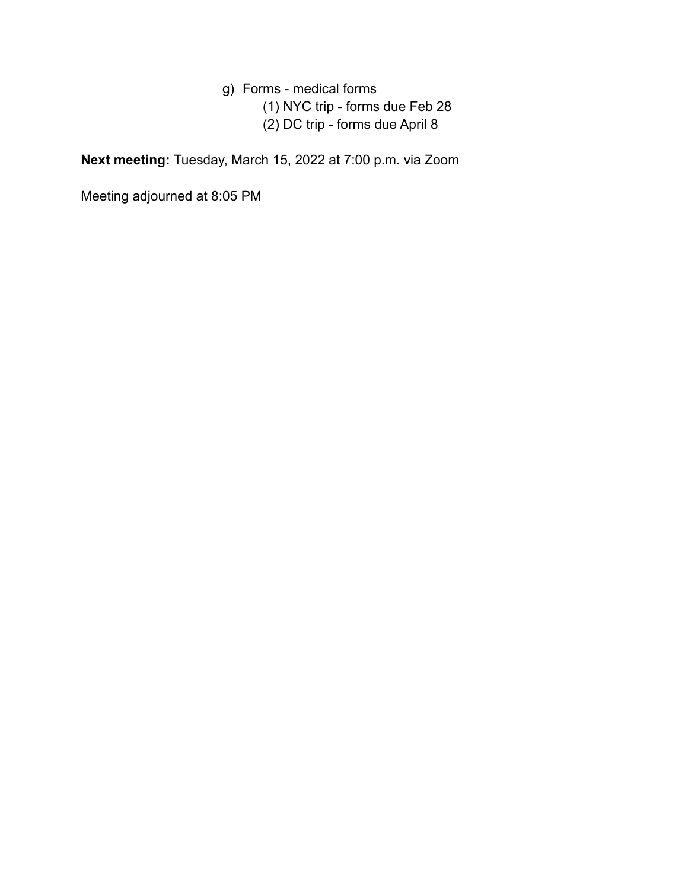g) Forms - medical forms
   (1) NYC trip - forms due Feb 28
   (2) DC trip - forms due April 8

**Next meeting:** Tuesday, March 15, 2022 at 7:00 p.m. via Zoom

Meeting adjourned at 8:05 PM